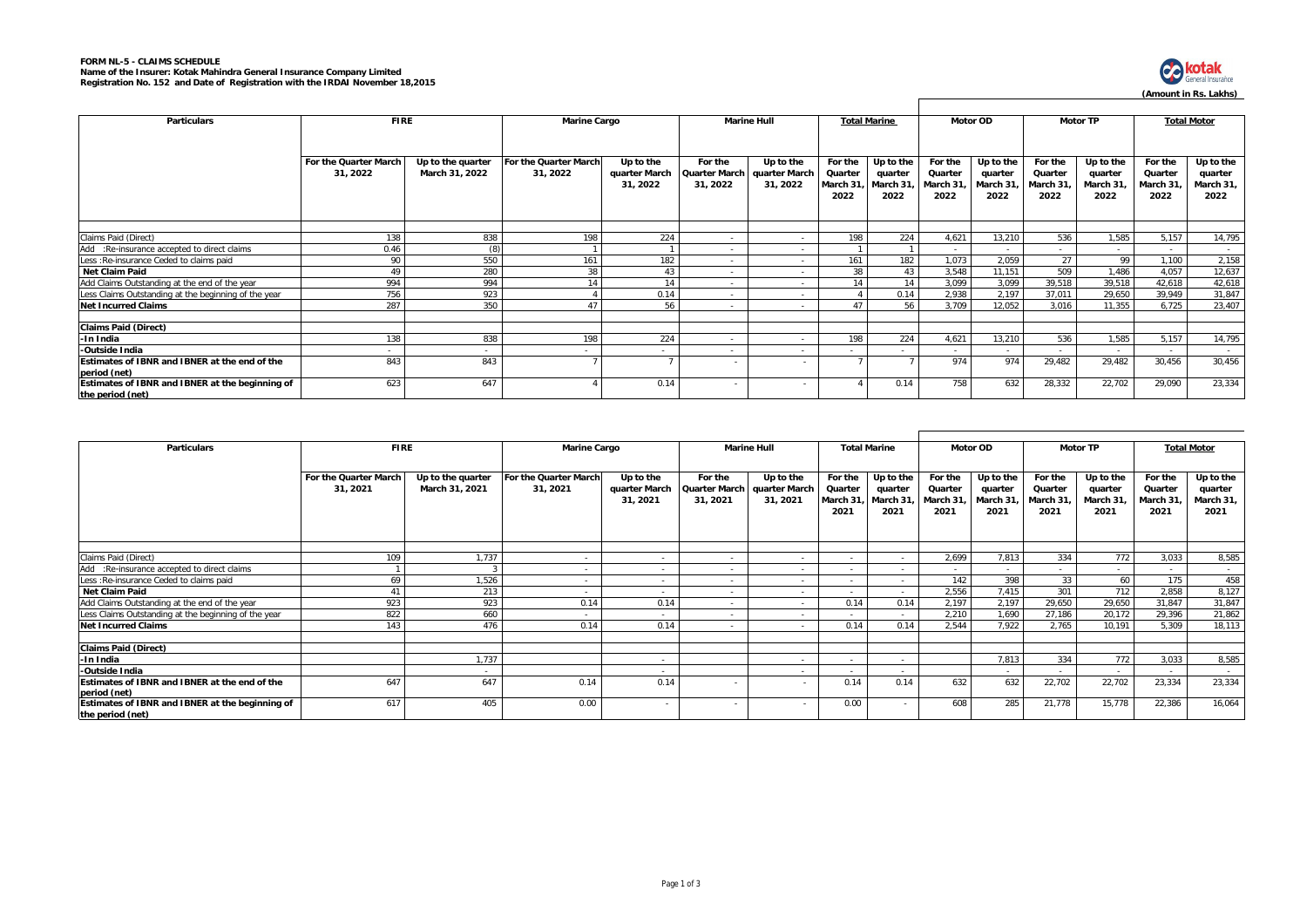**FORM NL-5 - CLAIMS SCHEDULE**
**Name of the Insurer: Kotak Mahindra General Insurance Company Limited**
**Registration No. 152 and Date of Registration with the IRDAI November 18,2015**

**(Amount in Rs. Lakhs)**

| Particulars | FIRE | | Marine Cargo | | Marine Hull | | Total Marine | | Motor OD | | Motor TP | | Total Motor | |
|---|---|---|---|---|---|---|---|---|---|---|---|---|---|---|
| | For the Quarter March 31, 2022 | Up to the quarter March 31, 2022 | For the Quarter March 31, 2022 | Up to the quarter March 31, 2022 | For the Quarter March 31, 2022 | Up to the quarter March 31, 2022 | For the Quarter March 31, 2022 | Up to the quarter March 31, 2022 | For the Quarter March 31, 2022 | Up to the quarter March 31, 2022 | For the Quarter March 31, 2022 | Up to the quarter March 31, 2022 | For the Quarter March 31, 2022 | Up to the quarter March 31, 2022 |
| Claims Paid (Direct) | 138 | 838 | 198 | 224 | - | - | 198 | 224 | 4,621 | 13,210 | 536 | 1,585 | 5,157 | 14,795 |
| Add :Re-insurance accepted to direct claims | 0.46 | (8) | 1 | 1 | - | - | 1 | 1 | - | - | - | - | - | - |
| Less :Re-insurance Ceded to claims paid | 90 | 550 | 161 | 182 | - | - | 161 | 182 | 1,073 | 2,059 | 27 | 99 | 1,100 | 2,158 |
| **Net Claim Paid** | 49 | 280 | 38 | 43 | - | - | 38 | 43 | 3,548 | 11,151 | 509 | 1,486 | 4,057 | 12,637 |
| Add Claims Outstanding at the end of the year | 994 | 994 | 14 | 14 | - | - | 14 | 14 | 3,099 | 3,099 | 39,518 | 39,518 | 42,618 | 42,618 |
| Less Claims Outstanding at the beginning of the year | 756 | 923 | 4 | 0.14 | - | - | 4 | 0.14 | 2,938 | 2,197 | 37,011 | 29,650 | 39,949 | 31,847 |
| **Net Incurred Claims** | 287 | 350 | 47 | 56 | - | - | 47 | 56 | 3,709 | 12,052 | 3,016 | 11,355 | 6,725 | 23,407 |
| **Claims Paid (Direct)** | | | | | | | | | | | | | | |
| **-In India** | 138 | 838 | 198 | 224 | - | - | 198 | 224 | 4,621 | 13,210 | 536 | 1,585 | 5,157 | 14,795 |
| **-Outside India** | - | - | - | - | - | - | - | - | - | - | - | - | - | - |
| **Estimates of IBNR and IBNER at the end of the period (net)** | 843 | 843 | 7 | 7 | - | - | 7 | 7 | 974 | 974 | 29,482 | 29,482 | 30,456 | 30,456 |
| **Estimates of IBNR and IBNER at the beginning of the period (net)** | 623 | 647 | 4 | 0.14 | - | - | 4 | 0.14 | 758 | 632 | 28,332 | 22,702 | 29,090 | 23,334 |

| Particulars | FIRE | | Marine Cargo | | Marine Hull | | Total Marine | | Motor OD | | Motor TP | | Total Motor | |
|---|---|---|---|---|---|---|---|---|---|---|---|---|---|---|
| | For the Quarter March 31, 2021 | Up to the quarter March 31, 2021 | For the Quarter March 31, 2021 | Up to the quarter March 31, 2021 | For the Quarter March 31, 2021 | Up to the quarter March 31, 2021 | For the Quarter March 31, 2021 | Up to the quarter March 31, 2021 | For the Quarter March 31, 2021 | Up to the quarter March 31, 2021 | For the Quarter March 31, 2021 | Up to the quarter March 31, 2021 | For the Quarter March 31, 2021 | Up to the quarter March 31, 2021 |
| Claims Paid (Direct) | 109 | 1,737 | - | - | - | - | - | - | 2,699 | 7,813 | 334 | 772 | 3,033 | 8,585 |
| Add :Re-insurance accepted to direct claims | 1 | 3 | - | - | - | - | - | - | - | - | - | - | - | - |
| Less :Re-insurance Ceded to claims paid | 69 | 1,526 | - | - | - | - | - | - | 142 | 398 | 33 | 60 | 175 | 458 |
| **Net Claim Paid** | 41 | 213 | - | - | - | - | - | - | 2,556 | 7,415 | 301 | 712 | 2,858 | 8,127 |
| Add Claims Outstanding at the end of the year | 923 | 923 | 0.14 | 0.14 | - | - | 0.14 | 0.14 | 2,197 | 2,197 | 29,650 | 29,650 | 31,847 | 31,847 |
| Less Claims Outstanding at the beginning of the year | 822 | 660 | - | - | - | - | - | - | 2,210 | 1,690 | 27,186 | 20,172 | 29,396 | 21,862 |
| **Net Incurred Claims** | 143 | 476 | 0.14 | 0.14 | - | - | 0.14 | 0.14 | 2,544 | 7,922 | 2,765 | 10,191 | 5,309 | 18,113 |
| **Claims Paid (Direct)** | | | | | | | | | | | | | | |
| **-In India** | | 1,737 | | - | | - | - | - | | 7,813 | 334 | 772 | 3,033 | 8,585 |
| **-Outside India** | | - | | - | | - | - | - | | - | - | - | - | - |
| **Estimates of IBNR and IBNER at the end of the period (net)** | 647 | 647 | 0.14 | 0.14 | - | - | 0.14 | 0.14 | 632 | 632 | 22,702 | 22,702 | 23,334 | 23,334 |
| **Estimates of IBNR and IBNER at the beginning of the period (net)** | 617 | 405 | 0.00 | - | - | - | 0.00 | - | 608 | 285 | 21,778 | 15,778 | 22,386 | 16,064 |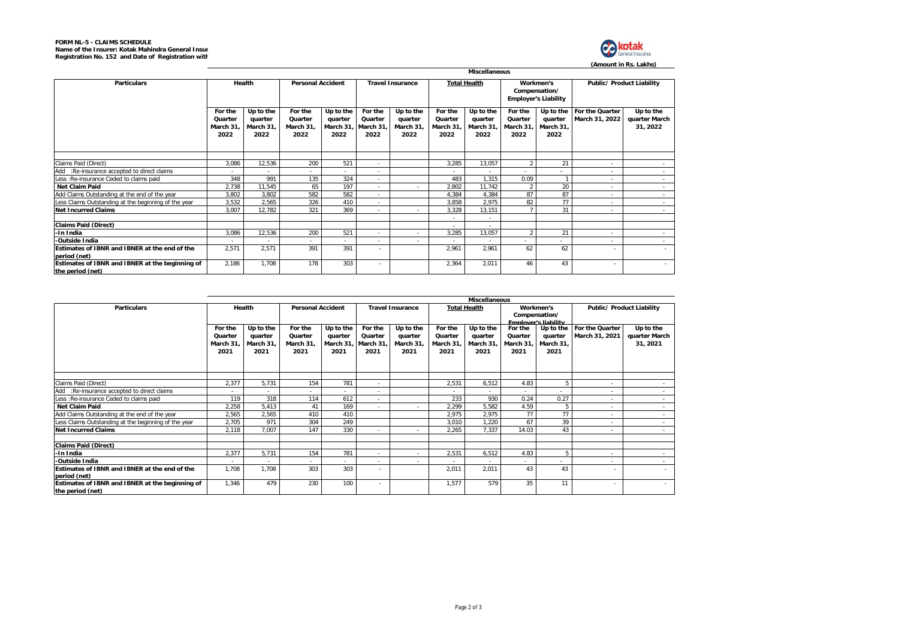**FORM NL-5 - CLAIMS SCHEDULE**
**Name of the Insurer: Kotak Mahindra General Insur**
**Registration No. 152 and Date of Registration with**

**(Amount in Rs. Lakhs)**

| Particulars | Miscellaneous | | | | | | | | | | | |
|---|---|---|---|---|---|---|---|---|---|---|---|---|
| | Health | | Personal Accident | | Travel Insurance | | Total Health | | Workmen's Compensation/ Employer's Liability | | Public/ Product Liability | |
| | For the Quarter March 31, 2022 | Up to the quarter March 31, 2022 | For the Quarter March 31, 2022 | Up to the quarter March 31, 2022 | For the Quarter March 31, 2022 | Up to the quarter March 31, 2022 | For the Quarter March 31, 2022 | Up to the quarter March 31, 2022 | For the Quarter March 31, 2022 | Up to the quarter March 31, 2022 | For the Quarter March 31, 2022 | Up to the quarter March 31, 2022 |
| Claims Paid (Direct) | 3,086 | 12,536 | 200 | 521 | - | | 3,285 | 13,057 | 2 | 21 | - | - |
| Add :Re-insurance accepted to direct claims | - | - | - | - | - | | - | - | - | - | - | - |
| Less :Re-insurance Ceded to claims paid | 348 | 991 | 135 | 324 | - | | 483 | 1,315 | 0.09 | 1 | - | - |
| **Net Claim Paid** | 2,738 | 11,545 | 65 | 197 | - | - | 2,802 | 11,742 | 2 | 20 | - | - |
| Add Claims Outstanding at the end of the year | 3,802 | 3,802 | 582 | 582 | - | | 4,384 | 4,384 | 87 | 87 | - | - |
| Less Claims Outstanding at the beginning of the year | 3,532 | 2,565 | 326 | 410 | - | | 3,858 | 2,975 | 82 | 77 | - | - |
| **Net Incurred Claims** | 3,007 | 12,782 | 321 | 369 | - | - | 3,328 | 13,151 | 7 | 31 | - | - |
| | | | | | | | - | - | | | | |
| **Claims Paid (Direct)** | | | | | | | - | - | | | | |
| **-In India** | 3,086 | 12,536 | 200 | 521 | - | - | 3,285 | 13,057 | 2 | 21 | - | - |
| **-Outside India** | - | - | - | - | - | - | - | - | - | - | - | - |
| **Estimates of IBNR and IBNER at the end of the period (net)** | 2,571 | 2,571 | 391 | 391 | - | | 2,961 | 2,961 | 62 | 62 | - | - |
| **Estimates of IBNR and IBNER at the beginning of the period (net)** | 2,186 | 1,708 | 178 | 303 | - | | 2,364 | 2,011 | 46 | 43 | - | - |

| Particulars | Miscellaneous | | | | | | | | | | | |
|---|---|---|---|---|---|---|---|---|---|---|---|---|
| | Health | | Personal Accident | | Travel Insurance | | Total Health | | Workmen's Compensation/ Employer's liability | | Public/ Product Liability | |
| | For the Quarter March 31, 2021 | Up to the quarter March 31, 2021 | For the Quarter March 31, 2021 | Up to the quarter March 31, 2021 | For the Quarter March 31, 2021 | Up to the quarter March 31, 2021 | For the Quarter March 31, 2021 | Up to the quarter March 31, 2021 | For the Quarter March 31, 2021 | Up to the quarter March 31, 2021 | For the Quarter March 31, 2021 | Up to the quarter March 31, 2021 |
| Claims Paid (Direct) | 2,377 | 5,731 | 154 | 781 | - | | 2,531 | 6,512 | 4.83 | 5 | - | - |
| Add :Re-insurance accepted to direct claims | - | - | - | - | - | | - | - | - | - | - | - |
| Less :Re-insurance Ceded to claims paid | 119 | 318 | 114 | 612 | - | | 233 | 930 | 0.24 | 0.27 | - | - |
| **Net Claim Paid** | 2,258 | 5,413 | 41 | 169 | - | - | 2,299 | 5,582 | 4.59 | 5 | - | - |
| Add Claims Outstanding at the end of the year | 2,565 | 2,565 | 410 | 410 | | | 2,975 | 2,975 | 77 | 77 | - | - |
| Less Claims Outstanding at the beginning of the year | 2,705 | 971 | 304 | 249 | | | 3,010 | 1,220 | 67 | 39 | - | - |
| **Net Incurred Claims** | 2,118 | 7,007 | 147 | 330 | - | - | 2,265 | 7,337 | 14.03 | 43 | - | - |
| | | | | | | | | | | | | |
| **Claims Paid (Direct)** | | | | | | | | | | | | |
| **-In India** | 2,377 | 5,731 | 154 | 781 | - | - | 2,531 | 6,512 | 4.83 | 5 | - | - |
| **-Outside India** | - | - | - | - | - | - | - | - | - | - | - | - |
| **Estimates of IBNR and IBNER at the end of the period (net)** | 1,708 | 1,708 | 303 | 303 | - | | 2,011 | 2,011 | 43 | 43 | - | - |
| **Estimates of IBNR and IBNER at the beginning of the period (net)** | 1,346 | 479 | 230 | 100 | - | | 1,577 | 579 | 35 | 11 | - | - |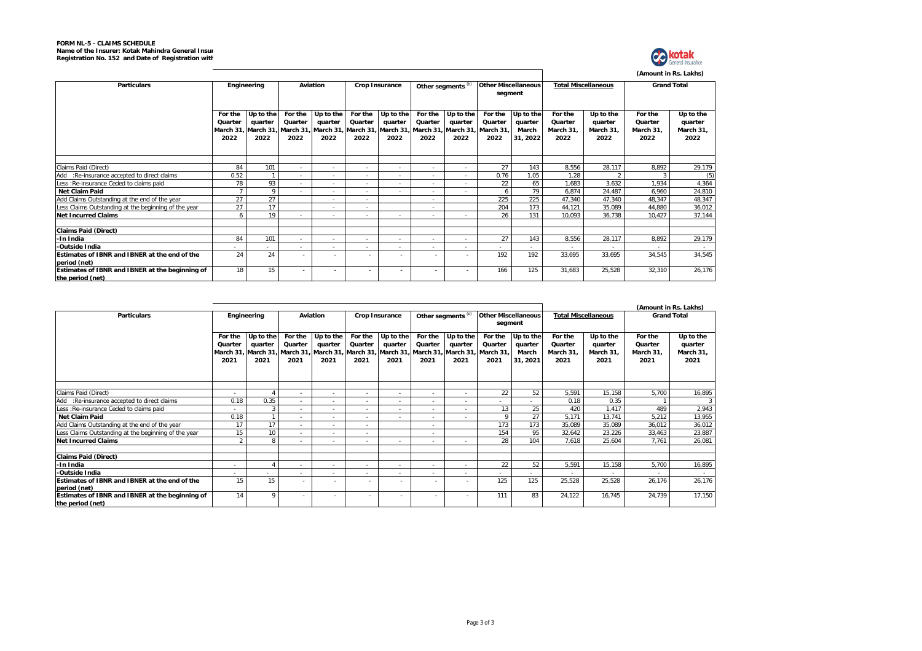**FORM NL-5 - CLAIMS SCHEDULE**
**Name of the Insurer: Kotak Mahindra General Insur**
**Registration No. 152 and Date of Registration with**

(Amount in Rs. Lakhs)

| Particulars | Engineering | | Aviation | | Crop Insurance | | Other segments [b] | | Other Miscellaneous segment | | Total Miscellaneous | | Grand Total | |
|---|---|---|---|---|---|---|---|---|---|---|---|---|---|---|
| | For the Quarter March 31, 2022 | Up to the quarter March 31, 2022 | For the Quarter March 31, 2022 | Up to the quarter March 31, 2022 | For the Quarter March 31, 2022 | Up to the quarter March 31, 2022 | For the Quarter March 31, 2022 | Up to the quarter March 31, 2022 | For the Quarter March 31, 2022 | Up to the quarter March 31, 2022 | For the Quarter March 31, 2022 | Up to the quarter March 31, 2022 | For the Quarter March 31, 2022 | Up to the quarter March 31, 2022 |
| Claims Paid (Direct) | 84 | 101 | - | - | - | - | - | - | 27 | 143 | 8,556 | 28,117 | 8,892 | 29,179 |
| Add :Re-insurance accepted to direct claims | 0.52 | 1 | - | - | - | - | - | - | 0.76 | 1.05 | 1.28 | 2 | 3 | (5) |
| Less :Re-insurance Ceded to claims paid | 78 | 93 | - | - | - | - | - | - | 22 | 65 | 1,683 | 3,632 | 1,934 | 4,364 |
| **Net Claim Paid** | 7 | 9 | - | - | - | - | - | - | 6 | 79 | 6,874 | 24,487 | 6,960 | 24,810 |
| Add Claims Outstanding at the end of the year | 27 | 27 | | - | - | | - | | 225 | 225 | 47,340 | 47,340 | 48,347 | 48,347 |
| Less Claims Outstanding at the beginning of the year | 27 | 17 | | - | - | | - | | 204 | 173 | 44,121 | 35,089 | 44,880 | 36,012 |
| **Net Incurred Claims** | 6 | 19 | - | - | - | - | - | - | 26 | 131 | 10,093 | 36,738 | 10,427 | 37,144 |
| **Claims Paid (Direct)** | | | | | | | | | | | | | | |
| -In India | 84 | 101 | - | - | - | - | - | - | 27 | 143 | 8,556 | 28,117 | 8,892 | 29,179 |
| -Outside India | - | - | - | - | - | - | - | - | - | - | - | - | - | - |
| **Estimates of IBNR and IBNER at the end of the period (net)** | 24 | 24 | - | - | - | - | - | - | 192 | 192 | 33,695 | 33,695 | 34,545 | 34,545 |
| **Estimates of IBNR and IBNER at the beginning of the period (net)** | 18 | 15 | - | - | - | - | - | - | 166 | 125 | 31,683 | 25,528 | 32,310 | 26,176 |

(Amount in Rs. Lakhs)

| Particulars | Engineering | | Aviation | | Crop Insurance | | Other segments [e] | | Other Miscellaneous segment | | Total Miscellaneous | | Grand Total | |
|---|---|---|---|---|---|---|---|---|---|---|---|---|---|---|
| | For the Quarter March 31, 2021 | Up to the quarter March 31, 2021 | For the Quarter March 31, 2021 | Up to the quarter March 31, 2021 | For the Quarter March 31, 2021 | Up to the quarter March 31, 2021 | For the Quarter March 31, 2021 | Up to the quarter March 31, 2021 | For the Quarter March 31, 2021 | Up to the quarter March 31, 2021 | For the Quarter March 31, 2021 | Up to the quarter March 31, 2021 | For the Quarter March 31, 2021 | Up to the quarter March 31, 2021 |
| Claims Paid (Direct) | - | 4 | - | - | - | - | - | - | 22 | 52 | 5,591 | 15,158 | 5,700 | 16,895 |
| Add :Re-insurance accepted to direct claims | 0.18 | 0.35 | - | - | - | - | - | - | - | - | 0.18 | 0.35 | 1 | 3 |
| Less :Re-insurance Ceded to claims paid | - | 3 | - | - | - | - | - | - | 13 | 25 | 420 | 1,417 | 489 | 2,943 |
| **Net Claim Paid** | 0.18 | 1 | - | - | - | - | - | - | 9 | 27 | 5,171 | 13,741 | 5,212 | 13,955 |
| Add Claims Outstanding at the end of the year | 17 | 17 | - | - | - | | - | | 173 | 173 | 35,089 | 35,089 | 36,012 | 36,012 |
| Less Claims Outstanding at the beginning of the year | 15 | 10 | - | - | - | | - | | 154 | 95 | 32,642 | 23,226 | 33,463 | 23,887 |
| **Net Incurred Claims** | 2 | 8 | - | - | - | - | - | - | 28 | 104 | 7,618 | 25,604 | 7,761 | 26,081 |
| **Claims Paid (Direct)** | | | | | | | | | | | | | | |
| -In India | - | 4 | - | - | - | - | - | - | 22 | 52 | 5,591 | 15,158 | 5,700 | 16,895 |
| -Outside India | - | - | - | - | - | - | - | - | - | - | - | - | - | - |
| **Estimates of IBNR and IBNER at the end of the period (net)** | 15 | 15 | - | - | - | - | - | - | 125 | 125 | 25,528 | 25,528 | 26,176 | 26,176 |
| **Estimates of IBNR and IBNER at the beginning of the period (net)** | 14 | 9 | - | - | - | - | - | - | 111 | 83 | 24,122 | 16,745 | 24,739 | 17,150 |